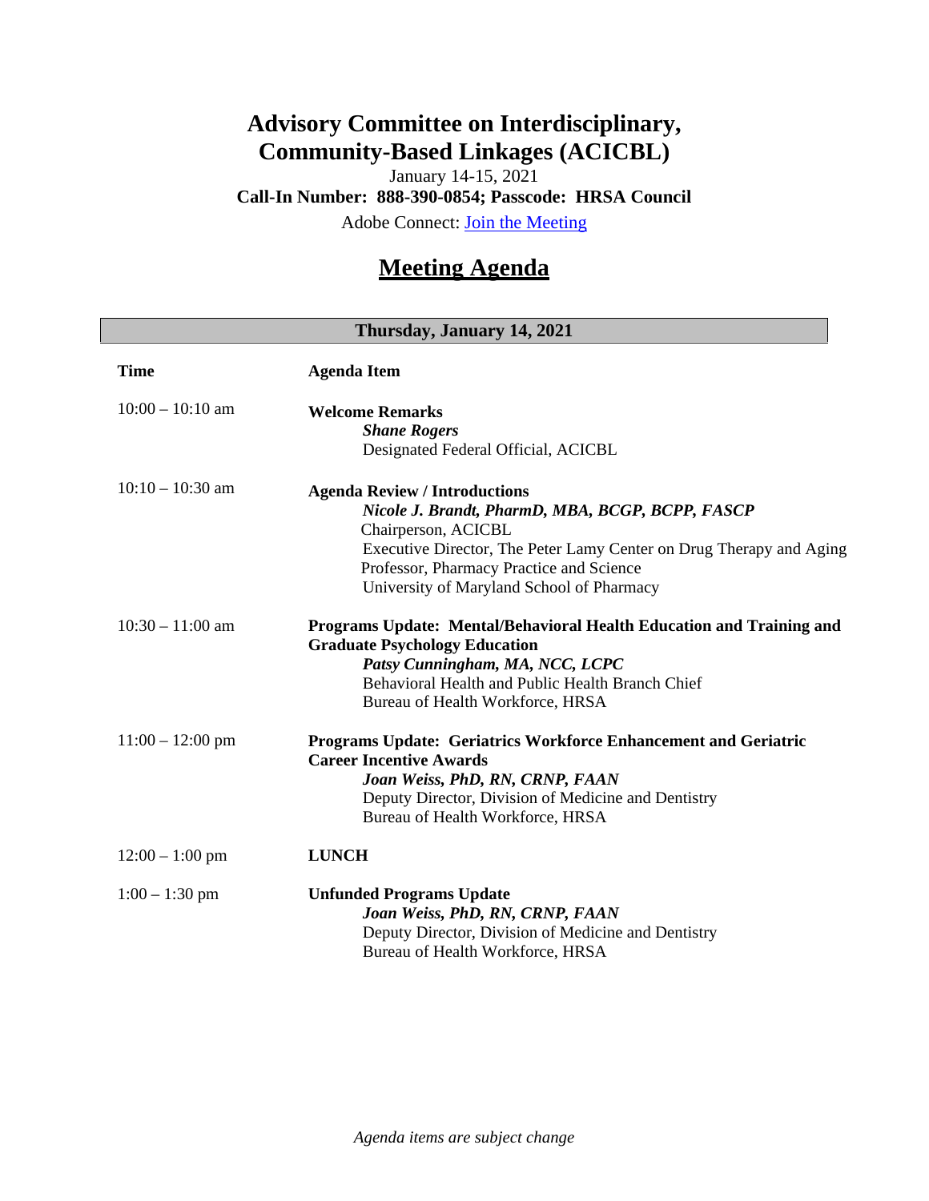# Advisory Committee on Interdisciplinary, Community-Based Linkages (ACICBL)

January 14-15, 2021

**Call-In Number: 888-390-0854; Passcode: HRSA Council**

Adobe Connect: [Join the Meeting]

## Meeting Agenda

| **Thursday, January 14, 2021** | |
|---|---|
| **Time** | **Agenda Item** |
| 10:00 – 10:10 am | **Welcome Remarks**<br>***Shane Rogers***<br>Designated Federal Official, ACICBL |
| 10:10 – 10:30 am | **Agenda Review / Introductions**<br>***Nicole J. Brandt, PharmD, MBA, BCGP, BCPP, FASCP***<br>Chairperson, ACICBL<br>Executive Director, The Peter Lamy Center on Drug Therapy and Aging<br>Professor, Pharmacy Practice and Science<br>University of Maryland School of Pharmacy |
| 10:30 – 11:00 am | **Programs Update: Mental/Behavioral Health Education and Training and Graduate Psychology Education**<br>***Patsy Cunningham, MA, NCC, LCPC***<br>Behavioral Health and Public Health Branch Chief<br>Bureau of Health Workforce, HRSA |
| 11:00 – 12:00 pm | **Programs Update: Geriatrics Workforce Enhancement and Geriatric Career Incentive Awards**<br>***Joan Weiss, PhD, RN, CRNP, FAAN***<br>Deputy Director, Division of Medicine and Dentistry<br>Bureau of Health Workforce, HRSA |
| 12:00 – 1:00 pm | **LUNCH** |
| 1:00 – 1:30 pm | **Unfunded Programs Update**<br>***Joan Weiss, PhD, RN, CRNP, FAAN***<br>Deputy Director, Division of Medicine and Dentistry<br>Bureau of Health Workforce, HRSA |

*Agenda items are subject change*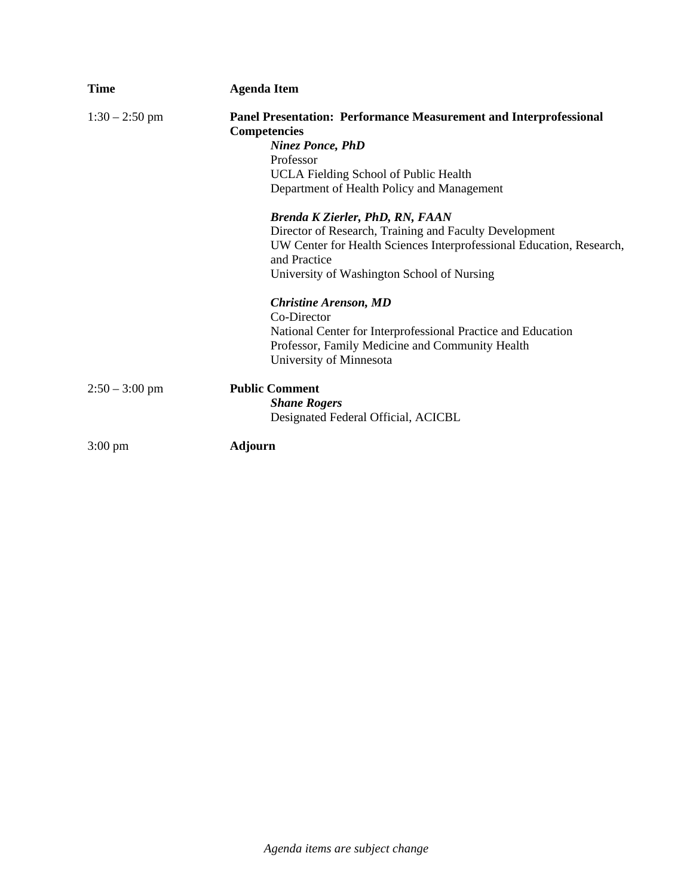| Time | Agenda Item |
| --- | --- |
| 1:30 – 2:50 pm | **Panel Presentation: Performance Measurement and Interprofessional Competencies**<br>***Ninez Ponce, PhD***<br>Professor<br>UCLA Fielding School of Public Health<br>Department of Health Policy and Management<br><br>***Brenda K Zierler, PhD, RN, FAAN***<br>Director of Research, Training and Faculty Development<br>UW Center for Health Sciences Interprofessional Education, Research, and Practice<br>University of Washington School of Nursing<br><br>***Christine Arenson, MD***<br>Co-Director<br>National Center for Interprofessional Practice and Education<br>Professor, Family Medicine and Community Health<br>University of Minnesota |
| 2:50 – 3:00 pm | **Public Comment**<br>***Shane Rogers***<br>Designated Federal Official, ACICBL |
| 3:00 pm | **Adjourn** |

*Agenda items are subject change*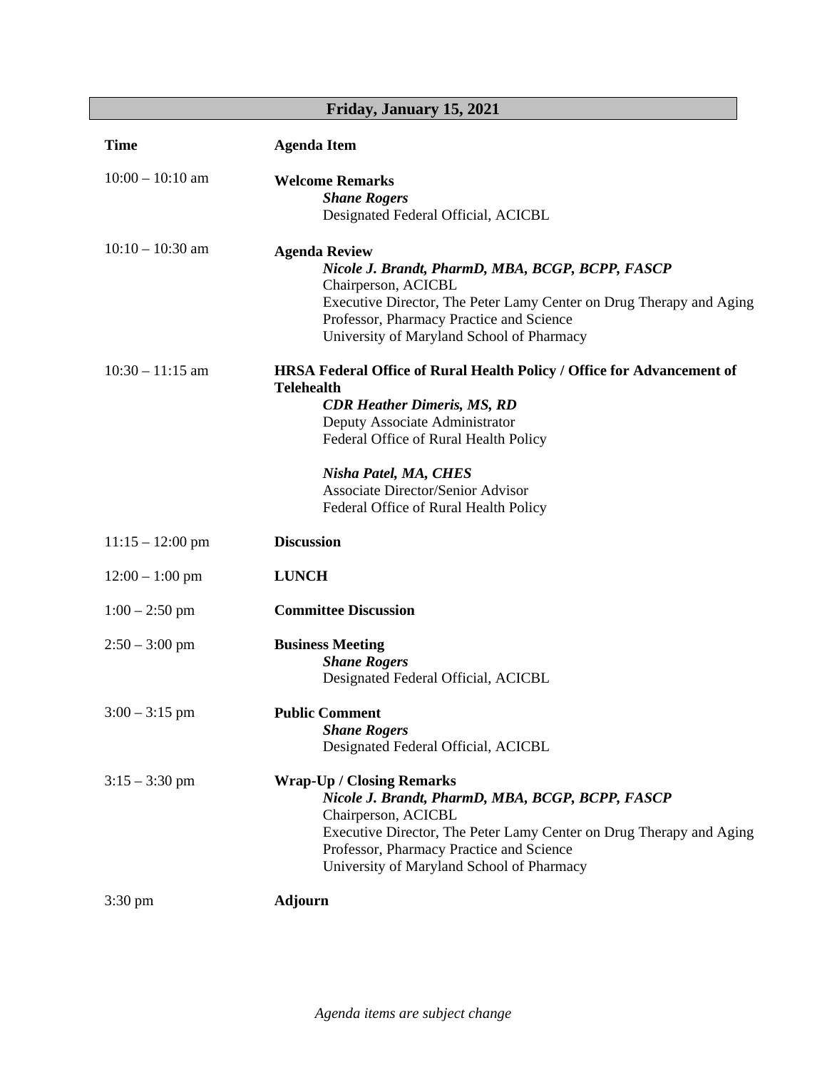## Friday, January 15, 2021

| Time | Agenda Item |
|---|---|
| 10:00 – 10:10 am | **Welcome Remarks**<br>***Shane Rogers***<br>Designated Federal Official, ACICBL |
| 10:10 – 10:30 am | **Agenda Review**<br>***Nicole J. Brandt, PharmD, MBA, BCGP, BCPP, FASCP***<br>Chairperson, ACICBL<br>Executive Director, The Peter Lamy Center on Drug Therapy and Aging<br>Professor, Pharmacy Practice and Science<br>University of Maryland School of Pharmacy |
| 10:30 – 11:15 am | **HRSA Federal Office of Rural Health Policy / Office for Advancement of Telehealth**<br>***CDR Heather Dimeris, MS, RD***<br>Deputy Associate Administrator<br>Federal Office of Rural Health Policy<br><br>***Nisha Patel, MA, CHES***<br>Associate Director/Senior Advisor<br>Federal Office of Rural Health Policy |
| 11:15 – 12:00 pm | **Discussion** |
| 12:00 – 1:00 pm | **LUNCH** |
| 1:00 – 2:50 pm | **Committee Discussion** |
| 2:50 – 3:00 pm | **Business Meeting**<br>***Shane Rogers***<br>Designated Federal Official, ACICBL |
| 3:00 – 3:15 pm | **Public Comment**<br>***Shane Rogers***<br>Designated Federal Official, ACICBL |
| 3:15 – 3:30 pm | **Wrap-Up / Closing Remarks**<br>***Nicole J. Brandt, PharmD, MBA, BCGP, BCPP, FASCP***<br>Chairperson, ACICBL<br>Executive Director, The Peter Lamy Center on Drug Therapy and Aging<br>Professor, Pharmacy Practice and Science<br>University of Maryland School of Pharmacy |
| 3:30 pm | **Adjourn** |

*Agenda items are subject change*